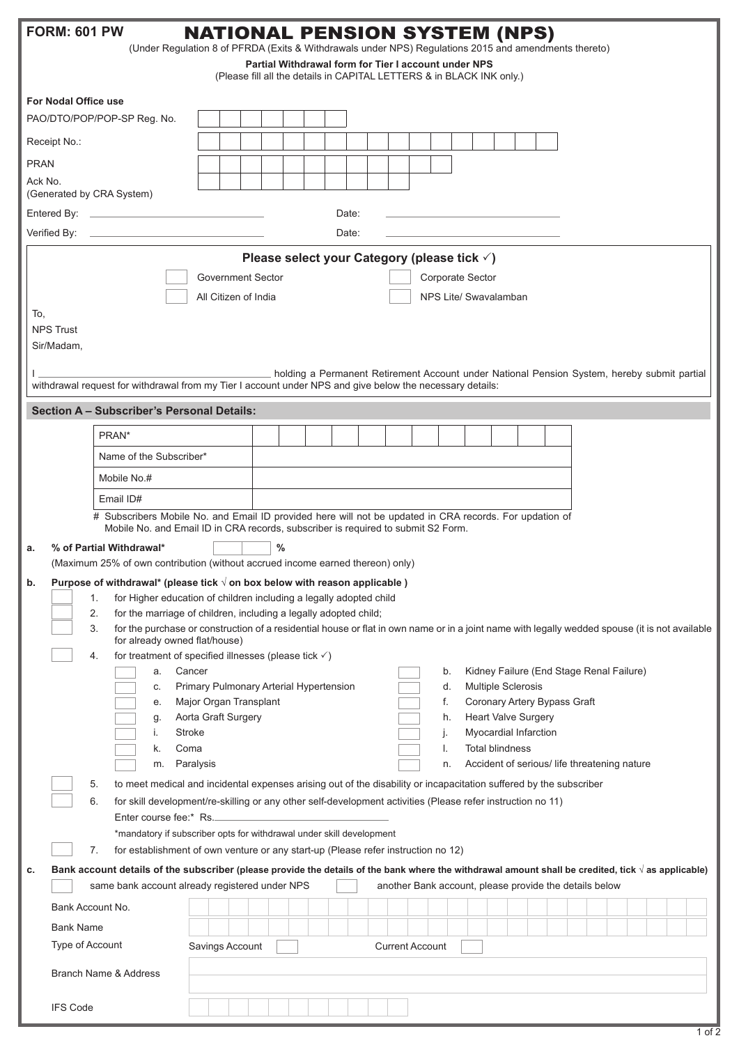**FORM: 601 PW**

# NATIONAL PENSION SYSTEM (NPS)

(Under Regulation 8 of PFRDA (Exits & Withdrawals under NPS) Regulations 2015 and amendments thereto)

**Partial Withdrawal form for Tier I account under NPS**

(Please fill all the details in CAPITAL LETTERS & in BLACK INK only.)

**For Nodal Office use**

PAO/DTO/POP/POP-SP Reg. No. [ ]

Receipt No.: [ ]

PRAN [ ]

Ack No. (Generated by CRA System) [ ]

Entered By: ____________ Date: ____________

Verified By: ____________ Date: ____________

**Please select your Category (please tick ✓)**

☐ Government Sector ☐ Corporate Sector

☐ All Citizen of India ☐ NPS Lite/ Swavalamban

To,
NPS Trust
Sir/Madam,

I ______________________ holding a Permanent Retirement Account under National Pension System, hereby submit partial withdrawal request for withdrawal from my Tier I account under NPS and give below the necessary details:

## Section A – Subscriber's Personal Details:

| | |
|---|---|
| PRAN* | |
| Name of the Subscriber* | |
| Mobile No.# | |
| Email ID# | |

\# Subscribers Mobile No. and Email ID provided here will not be updated in CRA records. For updation of Mobile No. and Email ID in CRA records, subscriber is required to submit S2 Form.

**a. % of Partial Withdrawal*** [ ] %

(Maximum 25% of own contribution (without accrued income earned thereon) only)

**b. Purpose of withdrawal* (please tick √ on box below with reason applicable )**

☐ 1. for Higher education of children including a legally adopted child

☐ 2. for the marriage of children, including a legally adopted child;

☐ 3. for the purchase or construction of a residential house or flat in own name or in a joint name with legally wedded spouse (it is not available for already owned flat/house)

☐ 4. for treatment of specified illnesses (please tick ✓)

- ☐ a. Cancer
- ☐ b. Kidney Failure (End Stage Renal Failure)
- ☐ c. Primary Pulmonary Arterial Hypertension
- ☐ d. Multiple Sclerosis
- ☐ e. Major Organ Transplant
- ☐ f. Coronary Artery Bypass Graft
- ☐ g. Aorta Graft Surgery
- ☐ h. Heart Valve Surgery
- ☐ i. Stroke
- ☐ j. Myocardial Infarction
- ☐ k. Coma
- ☐ l. Total blindness
- ☐ m. Paralysis
- ☐ n. Accident of serious/ life threatening nature

☐ 5. to meet medical and incidental expenses arising out of the disability or incapacitation suffered by the subscriber

☐ 6. for skill development/re-skilling or any other self-development activities (Please refer instruction no 11)

Enter course fee:* Rs.____________

*mandatory if subscriber opts for withdrawal under skill development

☐ 7. for establishment of own venture or any start-up (Please refer instruction no 12)

**c. Bank account details of the subscriber (please provide the details of the bank where the withdrawal amount shall be credited, tick √ as applicable)**

☐ same bank account already registered under NPS ☐ another Bank account, please provide the details below

| | |
|---|---|
| Bank Account No. | |
| Bank Name | |
| Type of Account | Savings Account ☐ Current Account ☐ |
| Branch Name & Address | |
| IFS Code | |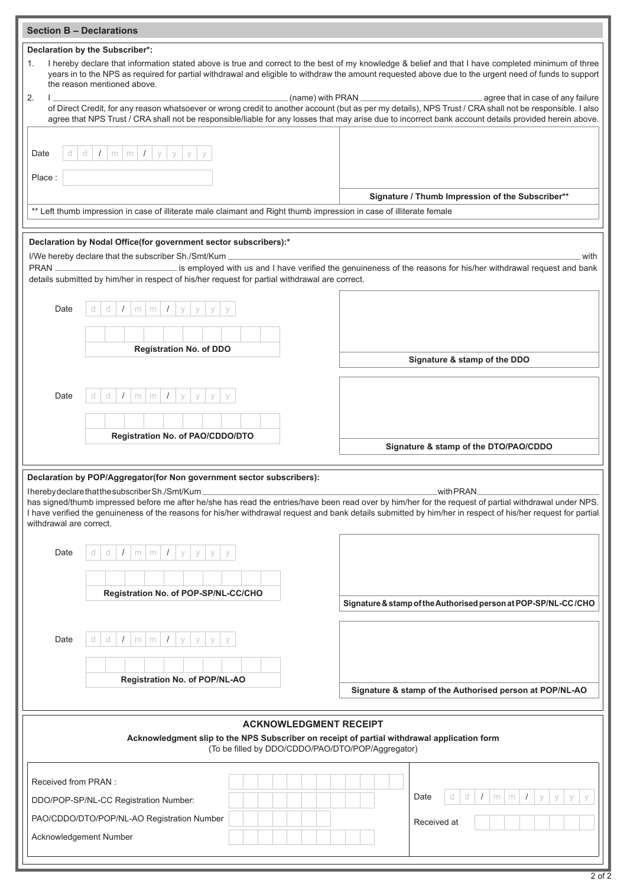## Section B – Declarations

### Declaration by the Subscriber*:

1. I hereby declare that information stated above is true and correct to the best of my knowledge & belief and that I have completed minimum of three years in to the NPS as required for partial withdrawal and eligible to withdraw the amount requested above due to the urgent need of funds to support the reason mentioned above.
2. I ______________________ (name) with PRAN ______________ agree that in case of any failure of Direct Credit, for any reason whatsoever or wrong credit to another account (but as per my details), NPS Trust / CRA shall not be responsible. I also agree that NPS Trust / CRA shall not be responsible/liable for any losses that may arise due to incorrect bank account details provided herein above.

Date d d / m m / y y y y

Place :

**Signature / Thumb Impression of the Subscriber****

** Left thumb impression in case of illiterate male claimant and Right thumb impression in case of illiterate female

### Declaration by Nodal Office(for government sector subscribers):*

I/We hereby declare that the subscriber Sh./Smt/Kum ______________________ with PRAN ______________ is employed with us and I have verified the genuineness of the reasons for his/her withdrawal request and bank details submitted by him/her in respect of his/her request for partial withdrawal are correct.

Date d d / m m / y y y y

**Registration No. of DDO**

**Signature & stamp of the DDO**

Date d d / m m / y y y y

**Registration No. of PAO/CDDO/DTO**

**Signature & stamp of the DTO/PAO/CDDO**

### Declaration by POP/Aggregator(for Non government sector subscribers):

I hereby declare that the subscriber Sh./Smt/Kum ______________________ with PRAN ______________ has signed/thumb impressed before me after he/she has read the entries/have been read over by him/her for the request of partial withdrawal under NPS. I have verified the genuineness of the reasons for his/her withdrawal request and bank details submitted by him/her in respect of his/her request for partial withdrawal are correct.

Date d d / m m / y y y y

**Registration No. of POP-SP/NL-CC/CHO**

**Signature & stamp of the Authorised person at POP-SP/NL-CC /CHO**

Date d d / m m / y y y y

**Registration No. of POP/NL-AO**

**Signature & stamp of the Authorised person at POP/NL-AO**

### ACKNOWLEDGMENT RECEIPT

**Acknowledgment slip to the NPS Subscriber on receipt of partial withdrawal application form**

(To be filled by DDO/CDDO/PAO/DTO/POP/Aggregator)

Received from PRAN :

DDO/POP-SP/NL-CC Registration Number:

PAO/CDDO/DTO/POP/NL-AO Registration Number

Acknowledgement Number

Date d d / m m / y y y y

Received at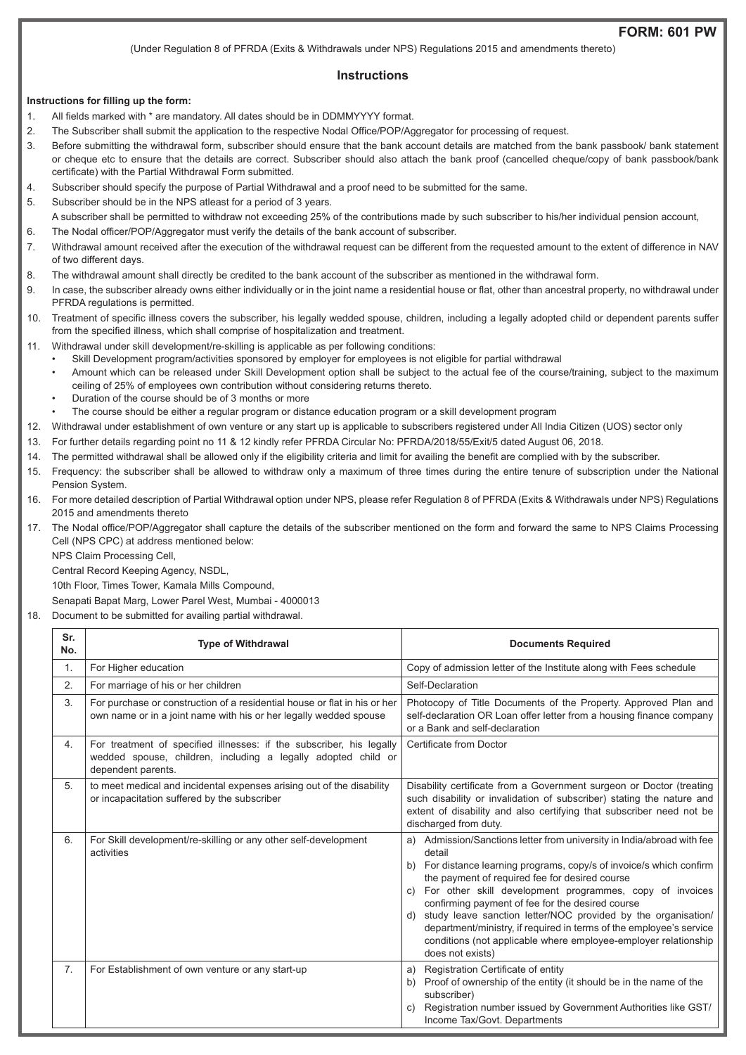**FORM: 601 PW**

(Under Regulation 8 of PFRDA (Exits & Withdrawals under NPS) Regulations 2015 and amendments thereto)

## Instructions

**Instructions for filling up the form:**

1. All fields marked with * are mandatory. All dates should be in DDMMYYYY format.
2. The Subscriber shall submit the application to the respective Nodal Office/POP/Aggregator for processing of request.
3. Before submitting the withdrawal form, subscriber should ensure that the bank account details are matched from the bank passbook/ bank statement or cheque etc to ensure that the details are correct. Subscriber should also attach the bank proof (cancelled cheque/copy of bank passbook/bank certificate) with the Partial Withdrawal Form submitted.
4. Subscriber should specify the purpose of Partial Withdrawal and a proof need to be submitted for the same.
5. Subscriber should be in the NPS atleast for a period of 3 years.
   A subscriber shall be permitted to withdraw not exceeding 25% of the contributions made by such subscriber to his/her individual pension account,
6. The Nodal officer/POP/Aggregator must verify the details of the bank account of subscriber.
7. Withdrawal amount received after the execution of the withdrawal request can be different from the requested amount to the extent of difference in NAV of two different days.
8. The withdrawal amount shall directly be credited to the bank account of the subscriber as mentioned in the withdrawal form.
9. In case, the subscriber already owns either individually or in the joint name a residential house or flat, other than ancestral property, no withdrawal under PFRDA regulations is permitted.
10. Treatment of specific illness covers the subscriber, his legally wedded spouse, children, including a legally adopted child or dependent parents suffer from the specified illness, which shall comprise of hospitalization and treatment.
11. Withdrawal under skill development/re-skilling is applicable as per following conditions:
    - Skill Development program/activities sponsored by employer for employees is not eligible for partial withdrawal
    - Amount which can be released under Skill Development option shall be subject to the actual fee of the course/training, subject to the maximum ceiling of 25% of employees own contribution without considering returns thereto.
    - Duration of the course should be of 3 months or more
    - The course should be either a regular program or distance education program or a skill development program
12. Withdrawal under establishment of own venture or any start up is applicable to subscribers registered under All India Citizen (UOS) sector only
13. For further details regarding point no 11 & 12 kindly refer PFRDA Circular No: PFRDA/2018/55/Exit/5 dated August 06, 2018.
14. The permitted withdrawal shall be allowed only if the eligibility criteria and limit for availing the benefit are complied with by the subscriber.
15. Frequency: the subscriber shall be allowed to withdraw only a maximum of three times during the entire tenure of subscription under the National Pension System.
16. For more detailed description of Partial Withdrawal option under NPS, please refer Regulation 8 of PFRDA (Exits & Withdrawals under NPS) Regulations 2015 and amendments thereto
17. The Nodal office/POP/Aggregator shall capture the details of the subscriber mentioned on the form and forward the same to NPS Claims Processing Cell (NPS CPC) at address mentioned below:
    NPS Claim Processing Cell,
    Central Record Keeping Agency, NSDL,
    10th Floor, Times Tower, Kamala Mills Compound,
    Senapati Bapat Marg, Lower Parel West, Mumbai - 4000013
18. Document to be submitted for availing partial withdrawal.

| Sr. No. | Type of Withdrawal | Documents Required |
|---|---|---|
| 1. | For Higher education | Copy of admission letter of the Institute along with Fees schedule |
| 2. | For marriage of his or her children | Self-Declaration |
| 3. | For purchase or construction of a residential house or flat in his or her own name or in a joint name with his or her legally wedded spouse | Photocopy of Title Documents of the Property. Approved Plan and self-declaration OR Loan offer letter from a housing finance company or a Bank and self-declaration |
| 4. | For treatment of specified illnesses: if the subscriber, his legally wedded spouse, children, including a legally adopted child or dependent parents. | Certificate from Doctor |
| 5. | to meet medical and incidental expenses arising out of the disability or incapacitation suffered by the subscriber | Disability certificate from a Government surgeon or Doctor (treating such disability or invalidation of subscriber) stating the nature and extent of disability and also certifying that subscriber need not be discharged from duty. |
| 6. | For Skill development/re-skilling or any other self-development activities | a) Admission/Sanctions letter from university in India/abroad with fee detail<br>b) For distance learning programs, copy/s of invoice/s which confirm the payment of required fee for desired course<br>c) For other skill development programmes, copy of invoices confirming payment of fee for the desired course<br>d) study leave sanction letter/NOC provided by the organisation/ department/ministry, if required in terms of the employee's service conditions (not applicable where employee-employer relationship does not exists) |
| 7. | For Establishment of own venture or any start-up | a) Registration Certificate of entity<br>b) Proof of ownership of the entity (it should be in the name of the subscriber)<br>c) Registration number issued by Government Authorities like GST/ Income Tax/Govt. Departments |